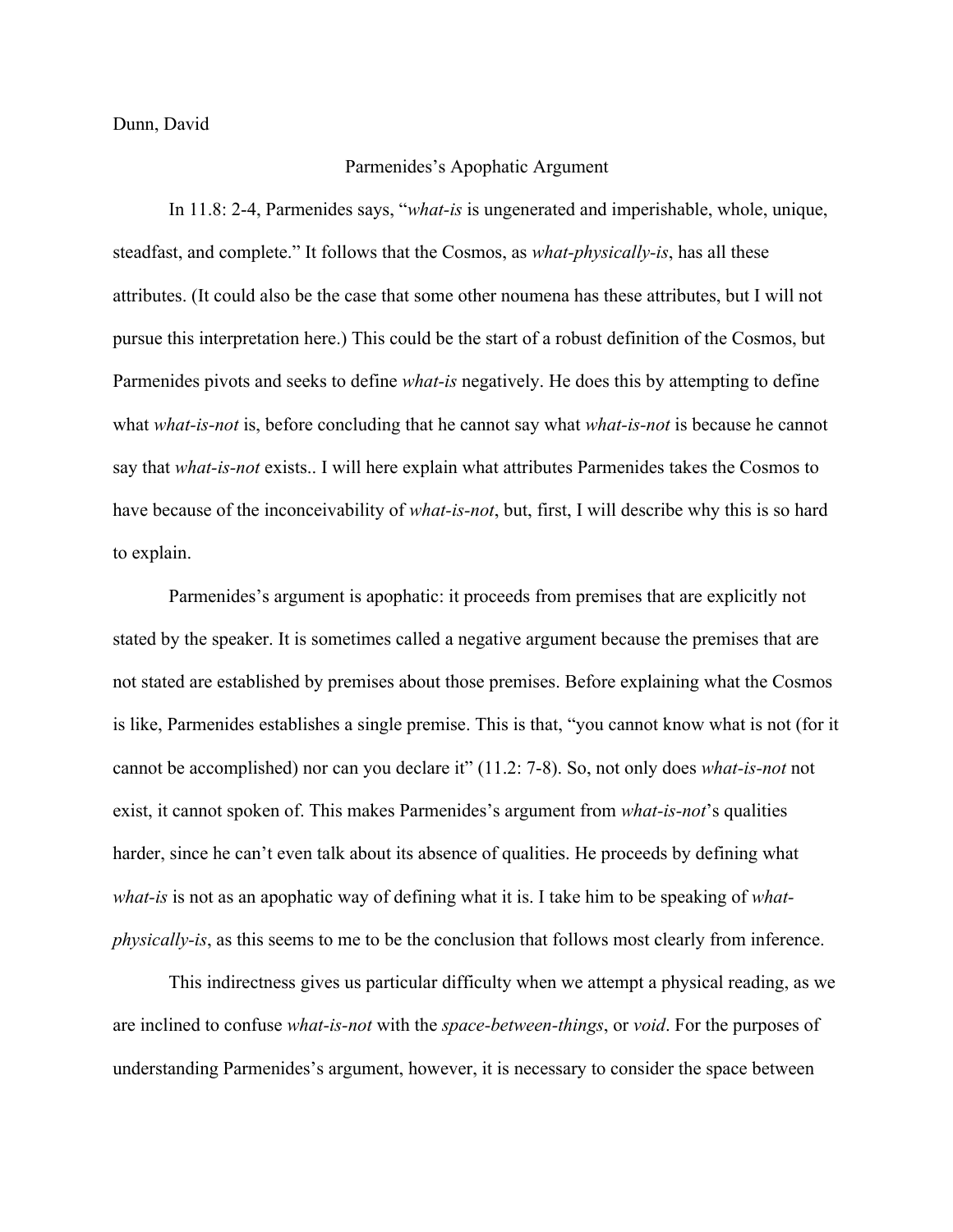Dunn, David

# Parmenides's Apophatic Argument

In 11.8: 2-4, Parmenides says, "*what-is* is ungenerated and imperishable, whole, unique, steadfast, and complete." It follows that the Cosmos, as *what-physically-is*, has all these attributes. (It could also be the case that some other noumena has these attributes, but I will not pursue this interpretation here.) This could be the start of a robust definition of the Cosmos, but Parmenides pivots and seeks to define *what-is* negatively. He does this by attempting to define what *what-is-not* is, before concluding that he cannot say what *what-is-not* is because he cannot say that *what-is-not* exists.. I will here explain what attributes Parmenides takes the Cosmos to have because of the inconceivability of *what-is-not*, but, first, I will describe why this is so hard to explain.

Parmenides's argument is apophatic: it proceeds from premises that are explicitly not stated by the speaker. It is sometimes called a negative argument because the premises that are not stated are established by premises about those premises. Before explaining what the Cosmos is like, Parmenides establishes a single premise. This is that, "you cannot know what is not (for it cannot be accomplished) nor can you declare it" (11.2: 7-8). So, not only does *what-is-not* not exist, it cannot spoken of. This makes Parmenides's argument from *what-is-not*'s qualities harder, since he can't even talk about its absence of qualities. He proceeds by defining what *what-is* is not as an apophatic way of defining what it is. I take him to be speaking of *what-physically-is*, as this seems to me to be the conclusion that follows most clearly from inference.

This indirectness gives us particular difficulty when we attempt a physical reading, as we are inclined to confuse *what-is-not* with the *space-between-things*, or *void*. For the purposes of understanding Parmenides's argument, however, it is necessary to consider the space between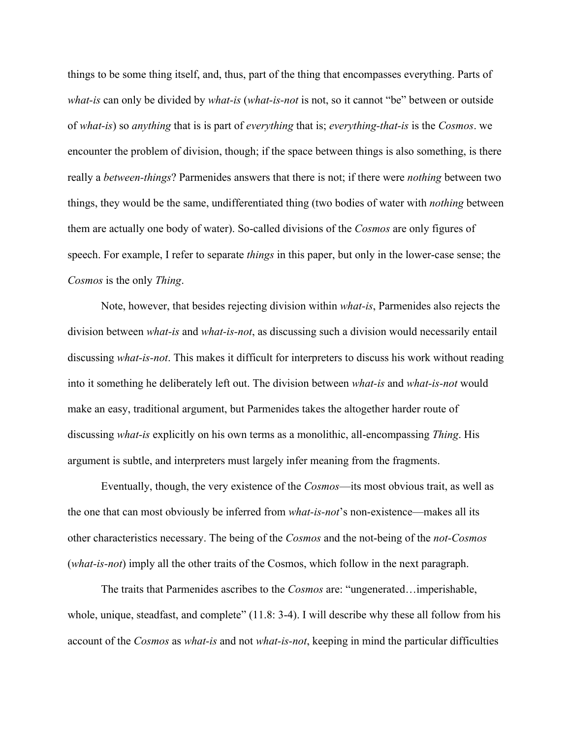things to be some thing itself, and, thus, part of the thing that encompasses everything. Parts of *what-is* can only be divided by *what-is* (*what-is-not* is not, so it cannot "be" between or outside of *what-is*) so *anything* that is is part of *everything* that is; *everything-that-is* is the *Cosmos*. we encounter the problem of division, though; if the space between things is also something, is there really a *between-things*? Parmenides answers that there is not; if there were *nothing* between two things, they would be the same, undifferentiated thing (two bodies of water with *nothing* between them are actually one body of water). So-called divisions of the *Cosmos* are only figures of speech. For example, I refer to separate *things* in this paper, but only in the lower-case sense; the *Cosmos* is the only *Thing*.

Note, however, that besides rejecting division within *what-is*, Parmenides also rejects the division between *what-is* and *what-is-not*, as discussing such a division would necessarily entail discussing *what-is-not*. This makes it difficult for interpreters to discuss his work without reading into it something he deliberately left out. The division between *what-is* and *what-is-not* would make an easy, traditional argument, but Parmenides takes the altogether harder route of discussing *what-is* explicitly on his own terms as a monolithic, all-encompassing *Thing*. His argument is subtle, and interpreters must largely infer meaning from the fragments.

Eventually, though, the very existence of the *Cosmos*—its most obvious trait, as well as the one that can most obviously be inferred from *what-is-not*'s non-existence—makes all its other characteristics necessary. The being of the *Cosmos* and the not-being of the *not-Cosmos* (*what-is-not*) imply all the other traits of the Cosmos, which follow in the next paragraph.

The traits that Parmenides ascribes to the *Cosmos* are: "ungenerated…imperishable, whole, unique, steadfast, and complete" (11.8: 3-4). I will describe why these all follow from his account of the *Cosmos* as *what-is* and not *what-is-not*, keeping in mind the particular difficulties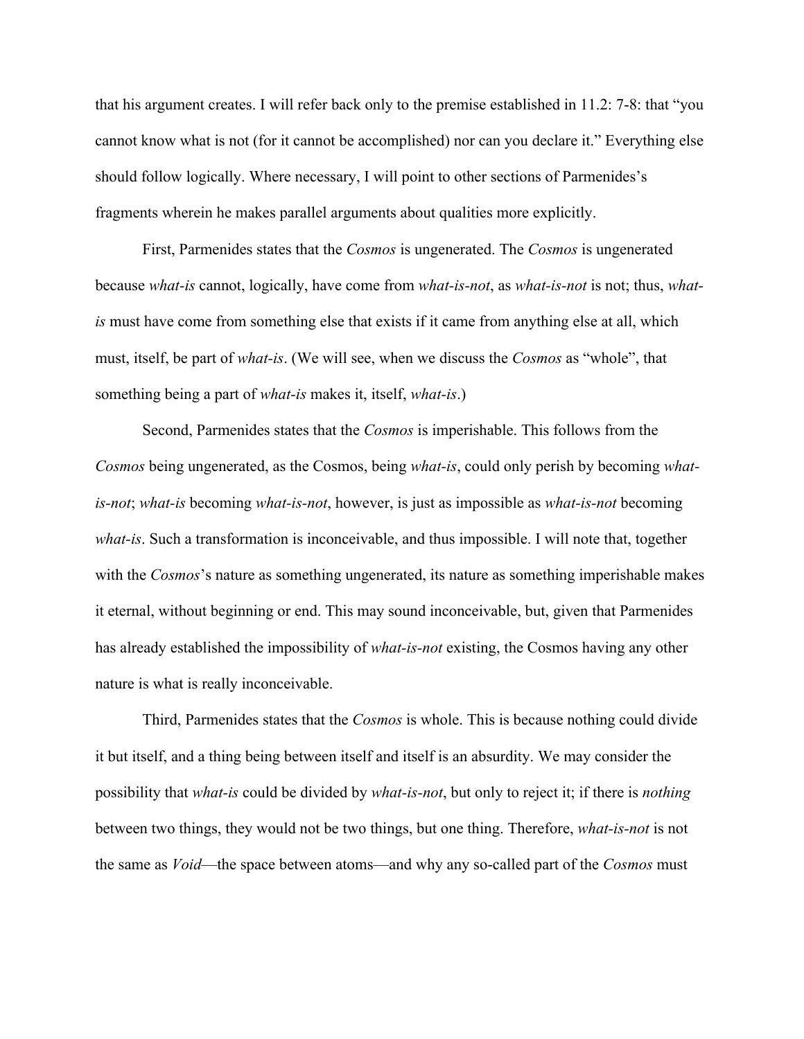that his argument creates. I will refer back only to the premise established in 11.2: 7-8: that "you cannot know what is not (for it cannot be accomplished) nor can you declare it." Everything else should follow logically. Where necessary, I will point to other sections of Parmenides's fragments wherein he makes parallel arguments about qualities more explicitly.

First, Parmenides states that the *Cosmos* is ungenerated. The *Cosmos* is ungenerated because *what-is* cannot, logically, have come from *what-is-not*, as *what-is-not* is not; thus, *what-is* must have come from something else that exists if it came from anything else at all, which must, itself, be part of *what-is*. (We will see, when we discuss the *Cosmos* as "whole", that something being a part of *what-is* makes it, itself, *what-is*.)

Second, Parmenides states that the *Cosmos* is imperishable. This follows from the *Cosmos* being ungenerated, as the Cosmos, being *what-is*, could only perish by becoming *what-is-not*; *what-is* becoming *what-is-not*, however, is just as impossible as *what-is-not* becoming *what-is*. Such a transformation is inconceivable, and thus impossible. I will note that, together with the *Cosmos*'s nature as something ungenerated, its nature as something imperishable makes it eternal, without beginning or end. This may sound inconceivable, but, given that Parmenides has already established the impossibility of *what-is-not* existing, the Cosmos having any other nature is what is really inconceivable.

Third, Parmenides states that the *Cosmos* is whole. This is because nothing could divide it but itself, and a thing being between itself and itself is an absurdity. We may consider the possibility that *what-is* could be divided by *what-is-not*, but only to reject it; if there is *nothing* between two things, they would not be two things, but one thing. Therefore, *what-is-not* is not the same as *Void*—the space between atoms—and why any so-called part of the *Cosmos* must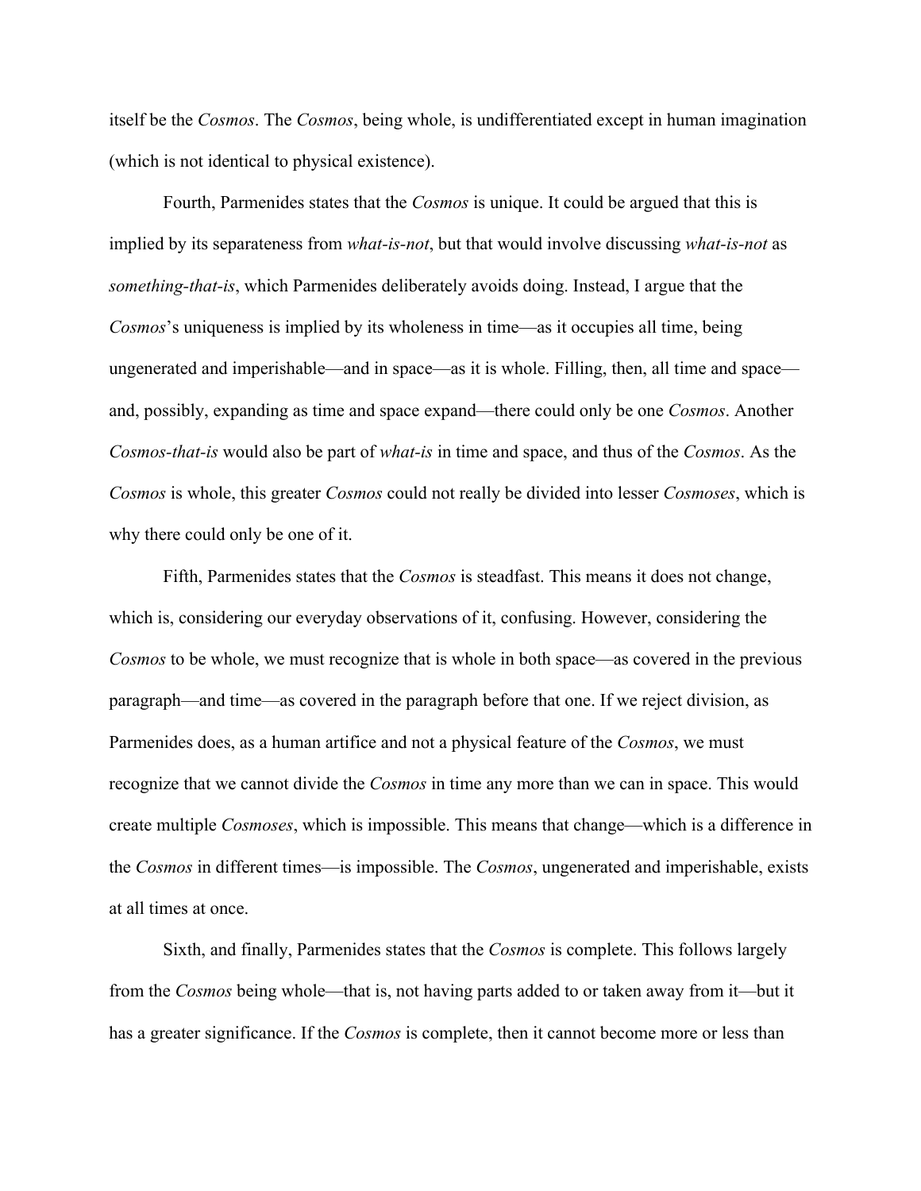itself be the *Cosmos*. The *Cosmos*, being whole, is undifferentiated except in human imagination (which is not identical to physical existence).

Fourth, Parmenides states that the *Cosmos* is unique. It could be argued that this is implied by its separateness from *what-is-not*, but that would involve discussing *what-is-not* as *something-that-is*, which Parmenides deliberately avoids doing. Instead, I argue that the *Cosmos*'s uniqueness is implied by its wholeness in time—as it occupies all time, being ungenerated and imperishable—and in space—as it is whole. Filling, then, all time and space—and, possibly, expanding as time and space expand—there could only be one *Cosmos*. Another *Cosmos-that-is* would also be part of *what-is* in time and space, and thus of the *Cosmos*. As the *Cosmos* is whole, this greater *Cosmos* could not really be divided into lesser *Cosmoses*, which is why there could only be one of it.

Fifth, Parmenides states that the *Cosmos* is steadfast. This means it does not change, which is, considering our everyday observations of it, confusing. However, considering the *Cosmos* to be whole, we must recognize that is whole in both space—as covered in the previous paragraph—and time—as covered in the paragraph before that one. If we reject division, as Parmenides does, as a human artifice and not a physical feature of the *Cosmos*, we must recognize that we cannot divide the *Cosmos* in time any more than we can in space. This would create multiple *Cosmoses*, which is impossible. This means that change—which is a difference in the *Cosmos* in different times—is impossible. The *Cosmos*, ungenerated and imperishable, exists at all times at once.

Sixth, and finally, Parmenides states that the *Cosmos* is complete. This follows largely from the *Cosmos* being whole—that is, not having parts added to or taken away from it—but it has a greater significance. If the *Cosmos* is complete, then it cannot become more or less than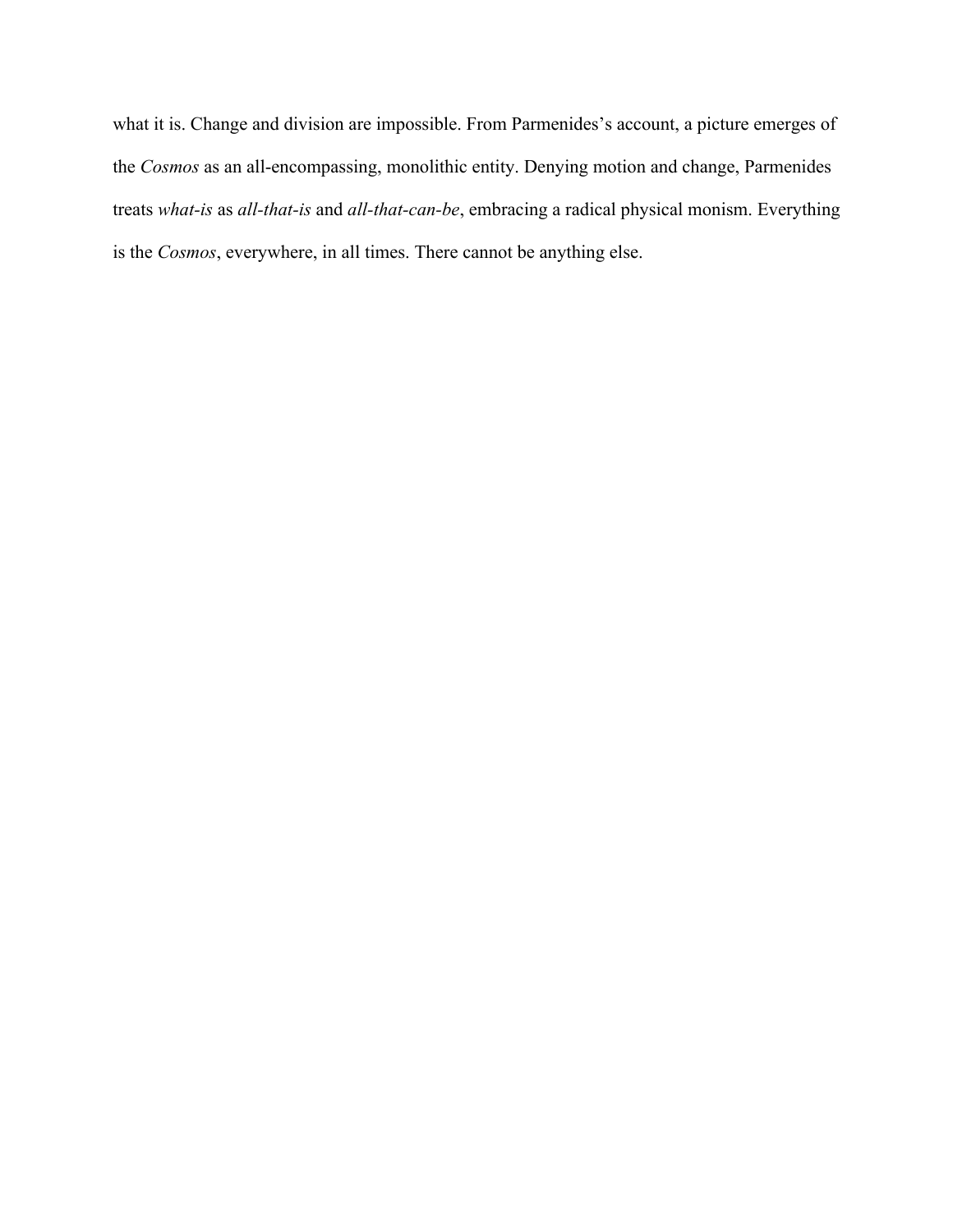what it is. Change and division are impossible. From Parmenides's account, a picture emerges of the *Cosmos* as an all-encompassing, monolithic entity. Denying motion and change, Parmenides treats *what-is* as *all-that-is* and *all-that-can-be*, embracing a radical physical monism. Everything is the *Cosmos*, everywhere, in all times. There cannot be anything else.